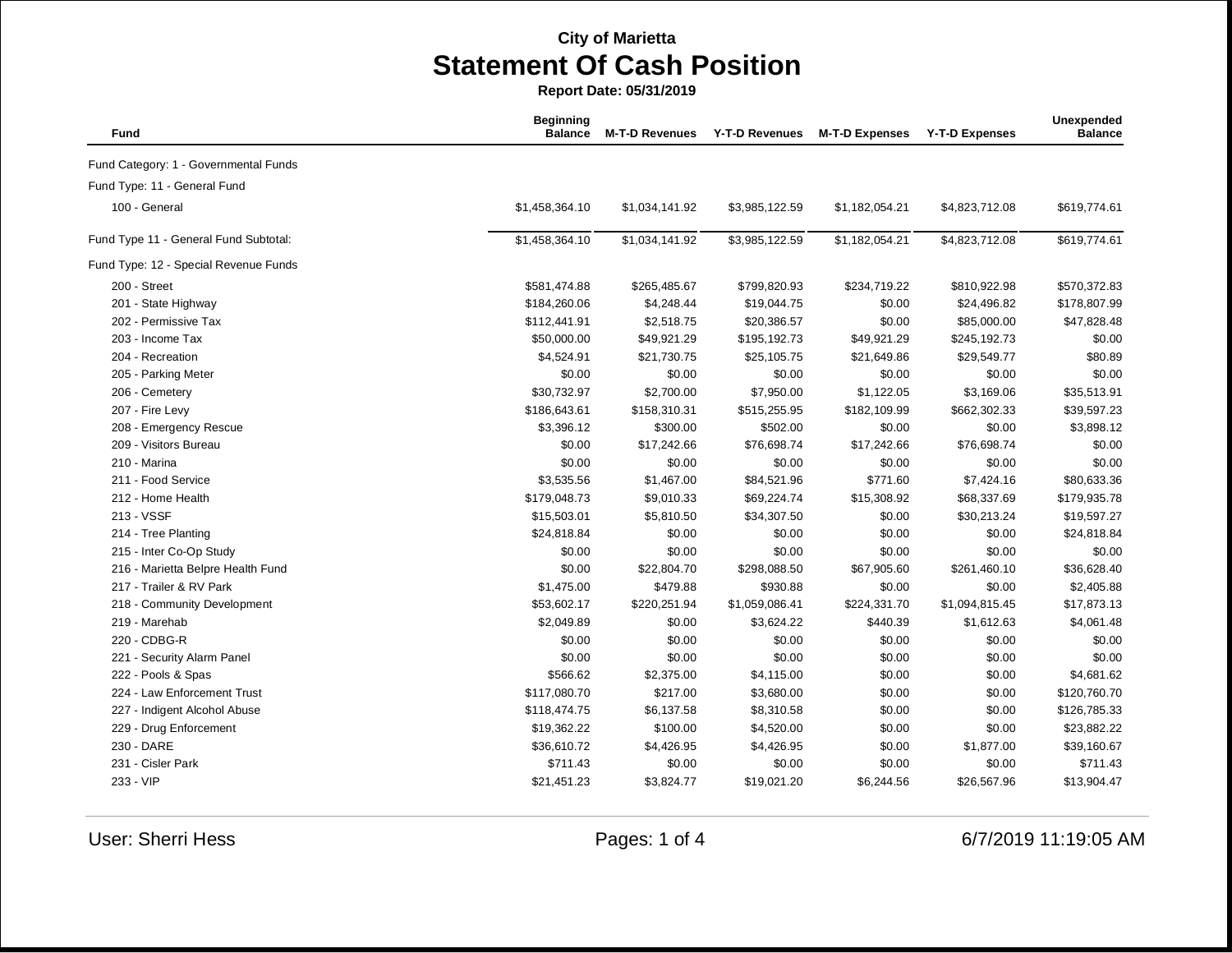City of Marietta

# Statement Of Cash Position

**Report Date: 05/31/2019**

| Fund | Beginning Balance | M-T-D Revenues | Y-T-D Revenues | M-T-D Expenses | Y-T-D Expenses | Unexpended Balance |
|---|---|---|---|---|---|---|
| Fund Category: 1 - Governmental Funds | | | | | | |
| Fund Type: 11 - General Fund | | | | | | |
| 100 - General | $1,458,364.10 | $1,034,141.92 | $3,985,122.59 | $1,182,054.21 | $4,823,712.08 | $619,774.61 |
| Fund Type 11 - General Fund Subtotal: | $1,458,364.10 | $1,034,141.92 | $3,985,122.59 | $1,182,054.21 | $4,823,712.08 | $619,774.61 |
| Fund Type: 12 - Special Revenue Funds | | | | | | |
| 200 - Street | $581,474.88 | $265,485.67 | $799,820.93 | $234,719.22 | $810,922.98 | $570,372.83 |
| 201 - State Highway | $184,260.06 | $4,248.44 | $19,044.75 | $0.00 | $24,496.82 | $178,807.99 |
| 202 - Permissive Tax | $112,441.91 | $2,518.75 | $20,386.57 | $0.00 | $85,000.00 | $47,828.48 |
| 203 - Income Tax | $50,000.00 | $49,921.29 | $195,192.73 | $49,921.29 | $245,192.73 | $0.00 |
| 204 - Recreation | $4,524.91 | $21,730.75 | $25,105.75 | $21,649.86 | $29,549.77 | $80.89 |
| 205 - Parking Meter | $0.00 | $0.00 | $0.00 | $0.00 | $0.00 | $0.00 |
| 206 - Cemetery | $30,732.97 | $2,700.00 | $7,950.00 | $1,122.05 | $3,169.06 | $35,513.91 |
| 207 - Fire Levy | $186,643.61 | $158,310.31 | $515,255.95 | $182,109.99 | $662,302.33 | $39,597.23 |
| 208 - Emergency Rescue | $3,396.12 | $300.00 | $502.00 | $0.00 | $0.00 | $3,898.12 |
| 209 - Visitors Bureau | $0.00 | $17,242.66 | $76,698.74 | $17,242.66 | $76,698.74 | $0.00 |
| 210 - Marina | $0.00 | $0.00 | $0.00 | $0.00 | $0.00 | $0.00 |
| 211 - Food Service | $3,535.56 | $1,467.00 | $84,521.96 | $771.60 | $7,424.16 | $80,633.36 |
| 212 - Home Health | $179,048.73 | $9,010.33 | $69,224.74 | $15,308.92 | $68,337.69 | $179,935.78 |
| 213 - VSSF | $15,503.01 | $5,810.50 | $34,307.50 | $0.00 | $30,213.24 | $19,597.27 |
| 214 - Tree Planting | $24,818.84 | $0.00 | $0.00 | $0.00 | $0.00 | $24,818.84 |
| 215 - Inter Co-Op Study | $0.00 | $0.00 | $0.00 | $0.00 | $0.00 | $0.00 |
| 216 - Marietta Belpre Health Fund | $0.00 | $22,804.70 | $298,088.50 | $67,905.60 | $261,460.10 | $36,628.40 |
| 217 - Trailer & RV Park | $1,475.00 | $479.88 | $930.88 | $0.00 | $0.00 | $2,405.88 |
| 218 - Community Development | $53,602.17 | $220,251.94 | $1,059,086.41 | $224,331.70 | $1,094,815.45 | $17,873.13 |
| 219 - Marehab | $2,049.89 | $0.00 | $3,624.22 | $440.39 | $1,612.63 | $4,061.48 |
| 220 - CDBG-R | $0.00 | $0.00 | $0.00 | $0.00 | $0.00 | $0.00 |
| 221 - Security Alarm Panel | $0.00 | $0.00 | $0.00 | $0.00 | $0.00 | $0.00 |
| 222 - Pools & Spas | $566.62 | $2,375.00 | $4,115.00 | $0.00 | $0.00 | $4,681.62 |
| 224 - Law Enforcement Trust | $117,080.70 | $217.00 | $3,680.00 | $0.00 | $0.00 | $120,760.70 |
| 227 - Indigent Alcohol Abuse | $118,474.75 | $6,137.58 | $8,310.58 | $0.00 | $0.00 | $126,785.33 |
| 229 - Drug Enforcement | $19,362.22 | $100.00 | $4,520.00 | $0.00 | $0.00 | $23,882.22 |
| 230 - DARE | $36,610.72 | $4,426.95 | $4,426.95 | $0.00 | $1,877.00 | $39,160.67 |
| 231 - Cisler Park | $711.43 | $0.00 | $0.00 | $0.00 | $0.00 | $711.43 |
| 233 - VIP | $21,451.23 | $3,824.77 | $19,021.20 | $6,244.56 | $26,567.96 | $13,904.47 |

User: Sherri Hess

6/7/2019 11:19:05 AM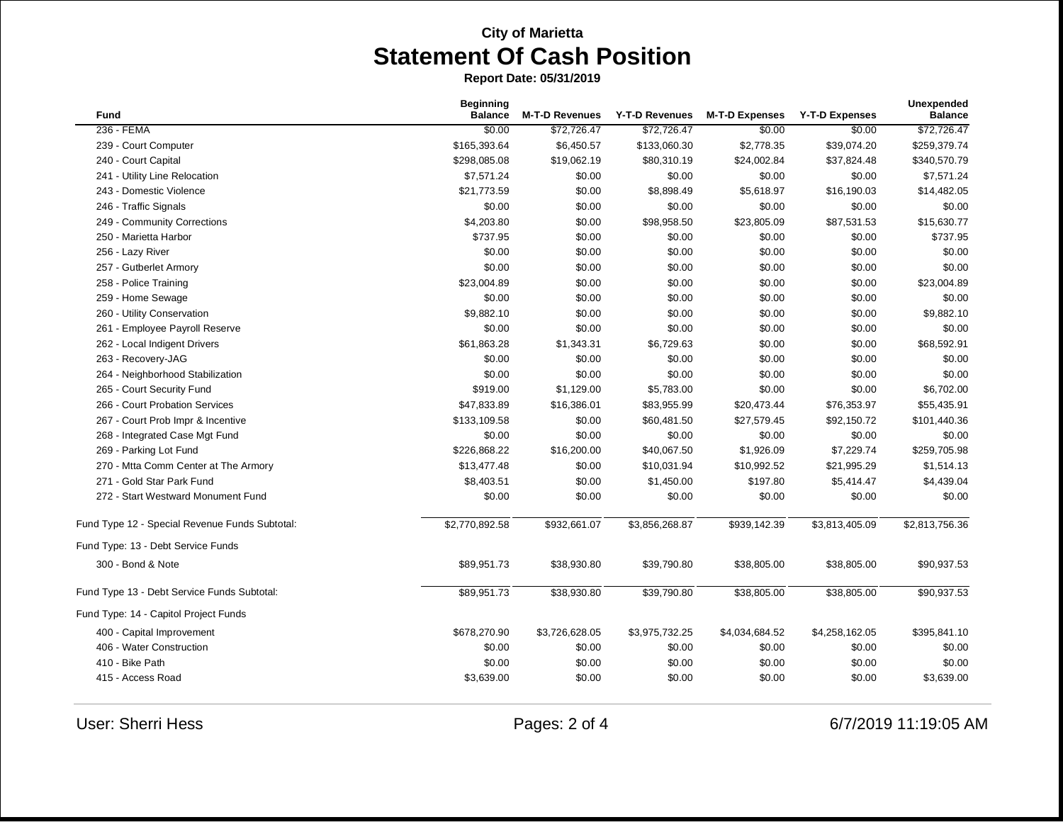**City of Marietta**

# Statement Of Cash Position

**Report Date: 05/31/2019**

| Fund | Beginning Balance | M-T-D Revenues | Y-T-D Revenues | M-T-D Expenses | Y-T-D Expenses | Unexpended Balance |
|---|---|---|---|---|---|---|
| 236 - FEMA | $0.00 | $72,726.47 | $72,726.47 | $0.00 | $0.00 | $72,726.47 |
| 239 - Court Computer | $165,393.64 | $6,450.57 | $133,060.30 | $2,778.35 | $39,074.20 | $259,379.74 |
| 240 - Court Capital | $298,085.08 | $19,062.19 | $80,310.19 | $24,002.84 | $37,824.48 | $340,570.79 |
| 241 - Utility Line Relocation | $7,571.24 | $0.00 | $0.00 | $0.00 | $0.00 | $7,571.24 |
| 243 - Domestic Violence | $21,773.59 | $0.00 | $8,898.49 | $5,618.97 | $16,190.03 | $14,482.05 |
| 246 - Traffic Signals | $0.00 | $0.00 | $0.00 | $0.00 | $0.00 | $0.00 |
| 249 - Community Corrections | $4,203.80 | $0.00 | $98,958.50 | $23,805.09 | $87,531.53 | $15,630.77 |
| 250 - Marietta Harbor | $737.95 | $0.00 | $0.00 | $0.00 | $0.00 | $737.95 |
| 256 - Lazy River | $0.00 | $0.00 | $0.00 | $0.00 | $0.00 | $0.00 |
| 257 - Gutberlet Armory | $0.00 | $0.00 | $0.00 | $0.00 | $0.00 | $0.00 |
| 258 - Police Training | $23,004.89 | $0.00 | $0.00 | $0.00 | $0.00 | $23,004.89 |
| 259 - Home Sewage | $0.00 | $0.00 | $0.00 | $0.00 | $0.00 | $0.00 |
| 260 - Utility Conservation | $9,882.10 | $0.00 | $0.00 | $0.00 | $0.00 | $9,882.10 |
| 261 - Employee Payroll Reserve | $0.00 | $0.00 | $0.00 | $0.00 | $0.00 | $0.00 |
| 262 - Local Indigent Drivers | $61,863.28 | $1,343.31 | $6,729.63 | $0.00 | $0.00 | $68,592.91 |
| 263 - Recovery-JAG | $0.00 | $0.00 | $0.00 | $0.00 | $0.00 | $0.00 |
| 264 - Neighborhood Stabilization | $0.00 | $0.00 | $0.00 | $0.00 | $0.00 | $0.00 |
| 265 - Court Security Fund | $919.00 | $1,129.00 | $5,783.00 | $0.00 | $0.00 | $6,702.00 |
| 266 - Court Probation Services | $47,833.89 | $16,386.01 | $83,955.99 | $20,473.44 | $76,353.97 | $55,435.91 |
| 267 - Court Prob Impr & Incentive | $133,109.58 | $0.00 | $60,481.50 | $27,579.45 | $92,150.72 | $101,440.36 |
| 268 - Integrated Case Mgt Fund | $0.00 | $0.00 | $0.00 | $0.00 | $0.00 | $0.00 |
| 269 - Parking Lot Fund | $226,868.22 | $16,200.00 | $40,067.50 | $1,926.09 | $7,229.74 | $259,705.98 |
| 270 - Mtta Comm Center at The Armory | $13,477.48 | $0.00 | $10,031.94 | $10,992.52 | $21,995.29 | $1,514.13 |
| 271 - Gold Star Park Fund | $8,403.51 | $0.00 | $1,450.00 | $197.80 | $5,414.47 | $4,439.04 |
| 272 - Start Westward Monument Fund | $0.00 | $0.00 | $0.00 | $0.00 | $0.00 | $0.00 |
| Fund Type 12 - Special Revenue Funds Subtotal: | $2,770,892.58 | $932,661.07 | $3,856,268.87 | $939,142.39 | $3,813,405.09 | $2,813,756.36 |
| Fund Type: 13 - Debt Service Funds | | | | | | |
| 300 - Bond & Note | $89,951.73 | $38,930.80 | $39,790.80 | $38,805.00 | $38,805.00 | $90,937.53 |
| Fund Type 13 - Debt Service Funds Subtotal: | $89,951.73 | $38,930.80 | $39,790.80 | $38,805.00 | $38,805.00 | $90,937.53 |
| Fund Type: 14 - Capitol Project Funds | | | | | | |
| 400 - Capital Improvement | $678,270.90 | $3,726,628.05 | $3,975,732.25 | $4,034,684.52 | $4,258,162.05 | $395,841.10 |
| 406 - Water Construction | $0.00 | $0.00 | $0.00 | $0.00 | $0.00 | $0.00 |
| 410 - Bike Path | $0.00 | $0.00 | $0.00 | $0.00 | $0.00 | $0.00 |
| 415 - Access Road | $3,639.00 | $0.00 | $0.00 | $0.00 | $0.00 | $3,639.00 |

User: Sherri Hess

6/7/2019 11:19:05 AM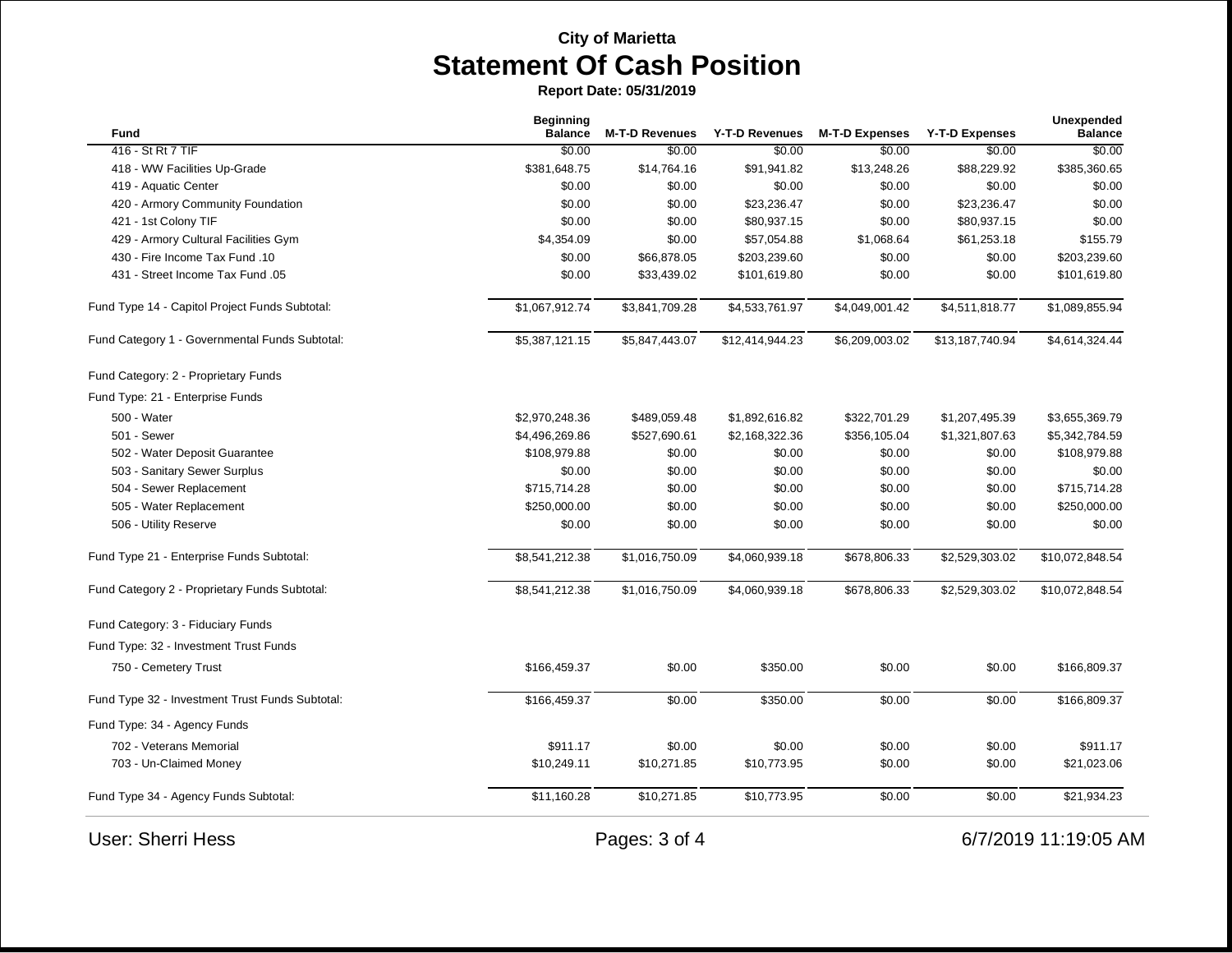City of Marietta

# Statement Of Cash Position

**Report Date: 05/31/2019**

| Fund | Beginning Balance | M-T-D Revenues | Y-T-D Revenues | M-T-D Expenses | Y-T-D Expenses | Unexpended Balance |
|---|---|---|---|---|---|---|
| 416 - St Rt 7 TIF | $0.00 | $0.00 | $0.00 | $0.00 | $0.00 | $0.00 |
| 418 - WW Facilities Up-Grade | $381,648.75 | $14,764.16 | $91,941.82 | $13,248.26 | $88,229.92 | $385,360.65 |
| 419 - Aquatic Center | $0.00 | $0.00 | $0.00 | $0.00 | $0.00 | $0.00 |
| 420 - Armory Community Foundation | $0.00 | $0.00 | $23,236.47 | $0.00 | $23,236.47 | $0.00 |
| 421 - 1st Colony TIF | $0.00 | $0.00 | $80,937.15 | $0.00 | $80,937.15 | $0.00 |
| 429 - Armory Cultural Facilities Gym | $4,354.09 | $0.00 | $57,054.88 | $1,068.64 | $61,253.18 | $155.79 |
| 430 - Fire Income Tax Fund .10 | $0.00 | $66,878.05 | $203,239.60 | $0.00 | $0.00 | $203,239.60 |
| 431 - Street Income Tax Fund .05 | $0.00 | $33,439.02 | $101,619.80 | $0.00 | $0.00 | $101,619.80 |
| Fund Type 14 - Capitol Project Funds Subtotal: | $1,067,912.74 | $3,841,709.28 | $4,533,761.97 | $4,049,001.42 | $4,511,818.77 | $1,089,855.94 |
| Fund Category 1 - Governmental Funds Subtotal: | $5,387,121.15 | $5,847,443.07 | $12,414,944.23 | $6,209,003.02 | $13,187,740.94 | $4,614,324.44 |
| Fund Category: 2 - Proprietary Funds | | | | | | |
| Fund Type: 21 - Enterprise Funds | | | | | | |
| 500 - Water | $2,970,248.36 | $489,059.48 | $1,892,616.82 | $322,701.29 | $1,207,495.39 | $3,655,369.79 |
| 501 - Sewer | $4,496,269.86 | $527,690.61 | $2,168,322.36 | $356,105.04 | $1,321,807.63 | $5,342,784.59 |
| 502 - Water Deposit Guarantee | $108,979.88 | $0.00 | $0.00 | $0.00 | $0.00 | $108,979.88 |
| 503 - Sanitary Sewer Surplus | $0.00 | $0.00 | $0.00 | $0.00 | $0.00 | $0.00 |
| 504 - Sewer Replacement | $715,714.28 | $0.00 | $0.00 | $0.00 | $0.00 | $715,714.28 |
| 505 - Water Replacement | $250,000.00 | $0.00 | $0.00 | $0.00 | $0.00 | $250,000.00 |
| 506 - Utility Reserve | $0.00 | $0.00 | $0.00 | $0.00 | $0.00 | $0.00 |
| Fund Type 21 - Enterprise Funds Subtotal: | $8,541,212.38 | $1,016,750.09 | $4,060,939.18 | $678,806.33 | $2,529,303.02 | $10,072,848.54 |
| Fund Category 2 - Proprietary Funds Subtotal: | $8,541,212.38 | $1,016,750.09 | $4,060,939.18 | $678,806.33 | $2,529,303.02 | $10,072,848.54 |
| Fund Category: 3 - Fiduciary Funds | | | | | | |
| Fund Type: 32 - Investment Trust Funds | | | | | | |
| 750 - Cemetery Trust | $166,459.37 | $0.00 | $350.00 | $0.00 | $0.00 | $166,809.37 |
| Fund Type 32 - Investment Trust Funds Subtotal: | $166,459.37 | $0.00 | $350.00 | $0.00 | $0.00 | $166,809.37 |
| Fund Type: 34 - Agency Funds | | | | | | |
| 702 - Veterans Memorial | $911.17 | $0.00 | $0.00 | $0.00 | $0.00 | $911.17 |
| 703 - Un-Claimed Money | $10,249.11 | $10,271.85 | $10,773.95 | $0.00 | $0.00 | $21,023.06 |
| Fund Type 34 - Agency Funds Subtotal: | $11,160.28 | $10,271.85 | $10,773.95 | $0.00 | $0.00 | $21,934.23 |

User: Sherri Hess

6/7/2019 11:19:05 AM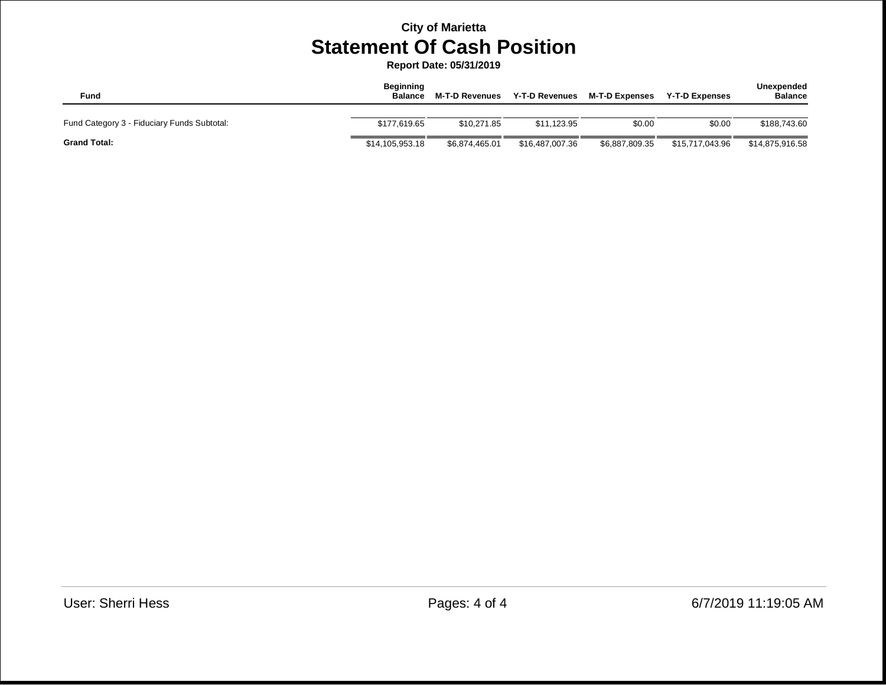City of Marietta

# Statement Of Cash Position

**Report Date: 05/31/2019**

| Fund | Beginning Balance | M-T-D Revenues | Y-T-D Revenues | M-T-D Expenses | Y-T-D Expenses | Unexpended Balance |
|---|---|---|---|---|---|---|
| Fund Category 3 - Fiduciary Funds Subtotal: | $177,619.65 | $10,271.85 | $11,123.95 | $0.00 | $0.00 | $188,743.60 |
| **Grand Total:** | $14,105,953.18 | $6,874,465.01 | $16,487,007.36 | $6,887,809.35 | $15,717,043.96 | $14,875,916.58 |

User: Sherri Hess

6/7/2019 11:19:05 AM